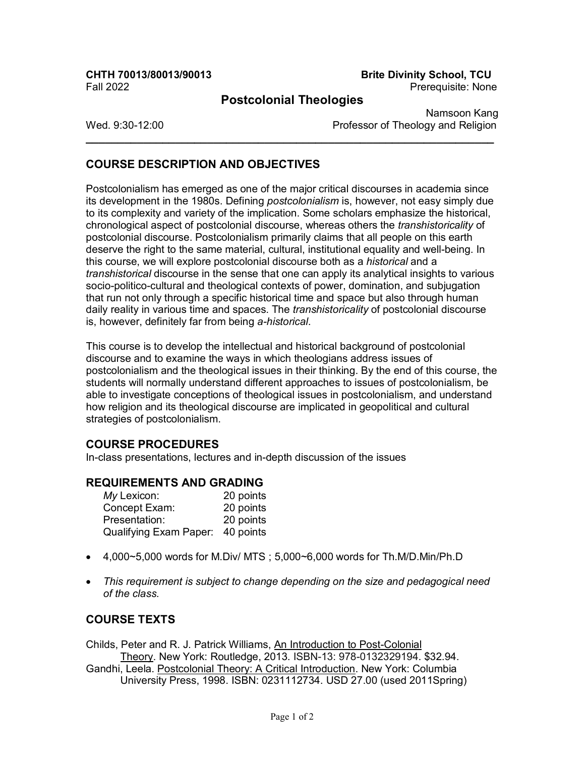**CHTH 70013/80013/90013** | **Brite Divinity School, TCU**

Fall 2022 | Prerequisite: None

# Postcolonial Theologies

Namsoon Kang
Wed. 9:30-12:00 | Professor of Theology and Religion

---

## COURSE DESCRIPTION AND OBJECTIVES

Postcolonialism has emerged as one of the major critical discourses in academia since its development in the 1980s. Defining *postcolonialism* is, however, not easy simply due to its complexity and variety of the implication. Some scholars emphasize the historical, chronological aspect of postcolonial discourse, whereas others the *transhistoricality* of postcolonial discourse. Postcolonialism primarily claims that all people on this earth deserve the right to the same material, cultural, institutional equality and well-being. In this course, we will explore postcolonial discourse both as a *historical* and a *transhistorical* discourse in the sense that one can apply its analytical insights to various socio-politico-cultural and theological contexts of power, domination, and subjugation that run not only through a specific historical time and space but also through human daily reality in various time and spaces. The *transhistoricality* of postcolonial discourse is, however, definitely far from being *a-historical*.

This course is to develop the intellectual and historical background of postcolonial discourse and to examine the ways in which theologians address issues of postcolonialism and the theological issues in their thinking. By the end of this course, the students will normally understand different approaches to issues of postcolonialism, be able to investigate conceptions of theological issues in postcolonialism, and understand how religion and its theological discourse are implicated in geopolitical and cultural strategies of postcolonialism.

## COURSE PROCEDURES

In-class presentations, lectures and in-depth discussion of the issues

## REQUIREMENTS AND GRADING

| | |
|---|---|
| *My* Lexicon: | 20 points |
| Concept Exam: | 20 points |
| Presentation: | 20 points |
| Qualifying Exam Paper: | 40 points |

- 4,000~5,000 words for M.Div/ MTS ; 5,000~6,000 words for Th.M/D.Min/Ph.D
- *This requirement is subject to change depending on the size and pedagogical need of the class.*

## COURSE TEXTS

Childs, Peter and R. J. Patrick Williams, An Introduction to Post-Colonial Theory. New York: Routledge, 2013. ISBN-13: 978-0132329194. $32.94.

Gandhi, Leela. Postcolonial Theory: A Critical Introduction. New York: Columbia University Press, 1998. ISBN: 0231112734. USD 27.00 (used 2011Spring)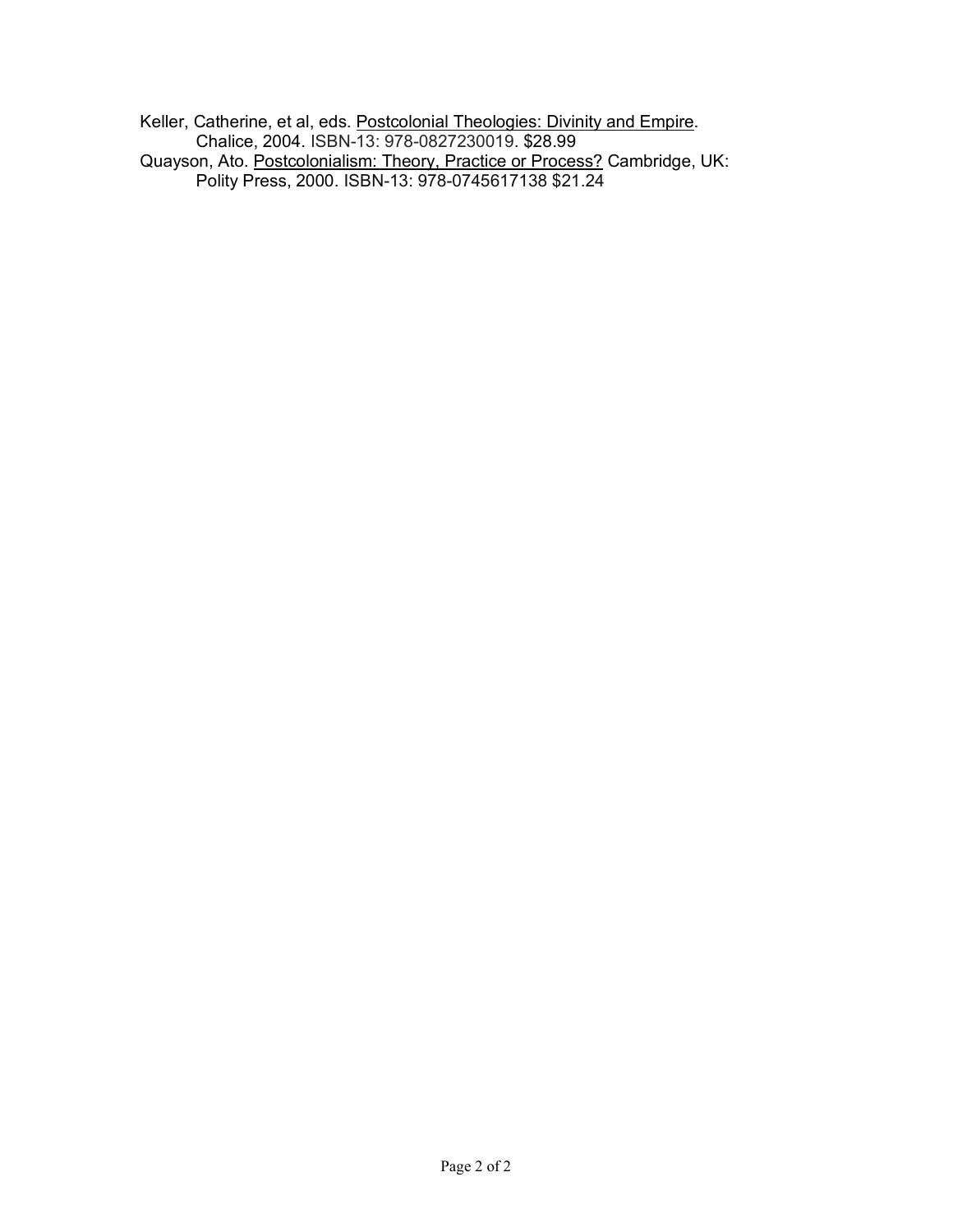Keller, Catherine, et al, eds. Postcolonial Theologies: Divinity and Empire. Chalice, 2004. ISBN-13: 978-0827230019. $28.99

Quayson, Ato. Postcolonialism: Theory, Practice or Process? Cambridge, UK: Polity Press, 2000. ISBN-13: 978-0745617138 $21.24